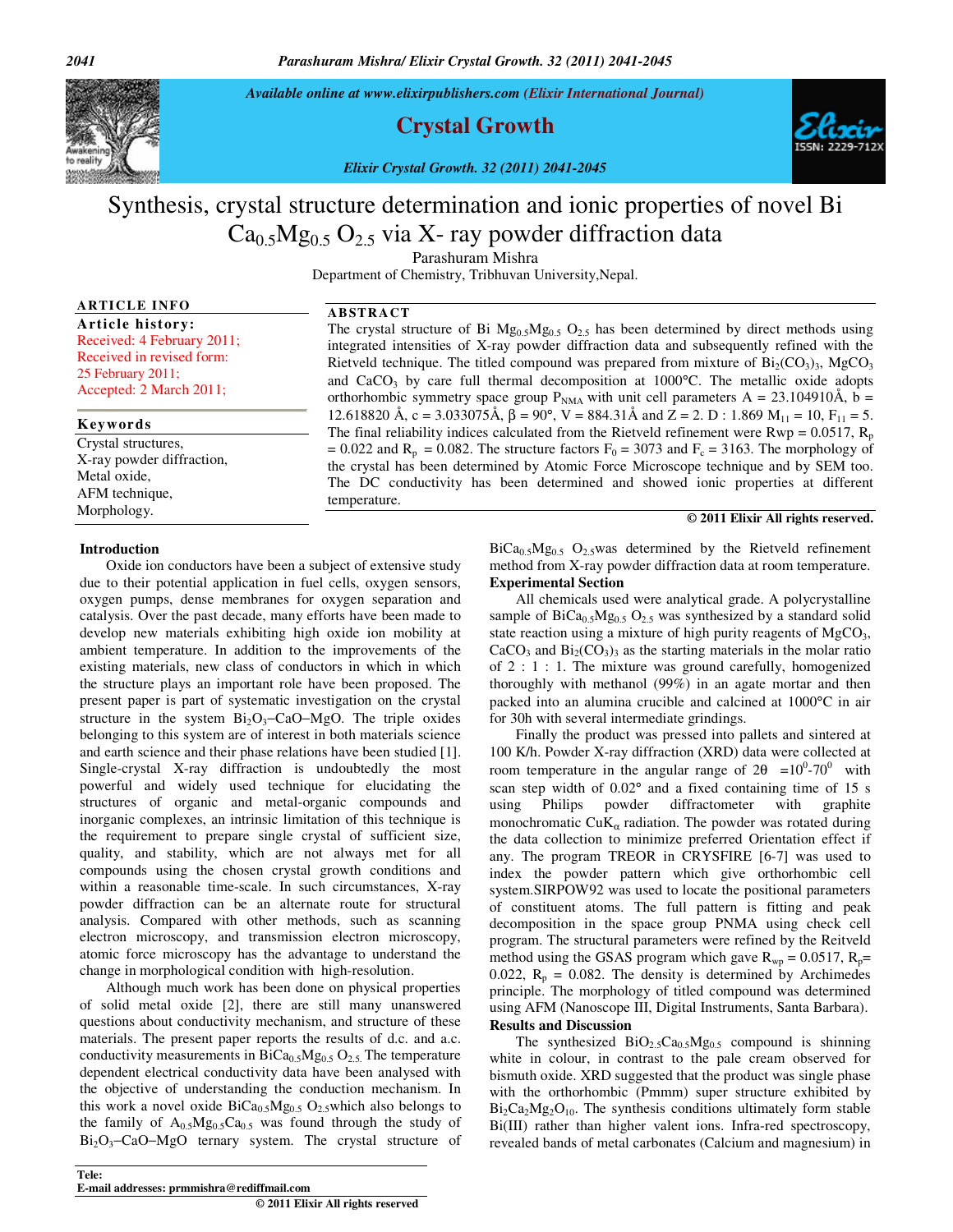Available online at www.elixirpublishers.com (Elixir International Journal)

# Crystal Growth

# Synthesis, crystal structure determination and ionic properties of novel Bi $Ca_{0.5}Mg_{0.5}$ $O_{2.5}$ via X- ray powder diffraction data

Parashuram Mishra

Department of Chemistry, Tribhuvan University,Nepal.

**ARTICLE INFO**

**Article history:**

Received: 4 February 2011;

Received in revised form: 25 February 2011;

Accepted: 2 March 2011;

**Keywords**

Crystal structures,

X-ray powder diffraction,

Metal oxide,

AFM technique,

Morphology.

**ABSTRACT**

The crystal structure of Bi $Mg_{0.5}Mg_{0.5}$ $O_{2.5}$ has been determined by direct methods using integrated intensities of X-ray powder diffraction data and subsequently refined with the Rietveld technique. The titled compound was prepared from mixture of $Bi_2(CO_3)_3$, $MgCO_3$ and $CaCO_3$ by care full thermal decomposition at 1000°C. The metallic oxide adopts orthorhombic symmetry space group $P_{NMA}$ with unit cell parameters A = 23.104910Å, b = 12.618820 Å, c = 3.033075Å, β = 90°, V = 884.31Å and Z = 2. D : 1.869 $M_{11}$ = 10, $F_{11}$ = 5. The final reliability indices calculated from the Rietveld refinement were Rwp = 0.0517, $R_p$ = 0.022 and $R_p$ = 0.082. The structure factors $F_0$ = 3073 and $F_c$ = 3163. The morphology of the crystal has been determined by Atomic Force Microscope technique and by SEM too. The DC conductivity has been determined and showed ionic properties at different temperature.

**© 2011 Elixir All rights reserved.**

## Introduction

Oxide ion conductors have been a subject of extensive study due to their potential application in fuel cells, oxygen sensors, oxygen pumps, dense membranes for oxygen separation and catalysis. Over the past decade, many efforts have been made to develop new materials exhibiting high oxide ion mobility at ambient temperature. In addition to the improvements of the existing materials, new class of conductors in which in which the structure plays an important role have been proposed. The present paper is part of systematic investigation on the crystal structure in the system $Bi_2O_3$–CaO–MgO. The triple oxides belonging to this system are of interest in both materials science and earth science and their phase relations have been studied [1]. Single-crystal X-ray diffraction is undoubtedly the most powerful and widely used technique for the structures of organic and metal-organic compounds and inorganic complexes, an intrinsic limitation of this technique is the requirement to prepare single crystal of sufficient size, quality, and stability, which are not always met for all compounds using the chosen crystal growth conditions and within a reasonable time-scale. In such circumstances, X-ray powder diffraction can be an alternate route for structural analysis. Compared with other methods, such as scanning electron microscopy, and transmission electron microscopy, atomic force microscopy has the advantage to understand the change in morphological condition with high-resolution.

Although much work has been done on physical properties of solid metal oxide [2], there are still many unanswered questions about conductivity mechanism, and structure of these materials. The present paper reports the results of d.c. and a.c. conductivity measurements in $BiCa_{0.5}Mg_{0.5}$ $O_{2.5}$. The temperature dependent electrical conductivity data have been analysed with the objective of understanding the conduction mechanism. In this work a novel oxide $BiCa_{0.5}Mg_{0.5}$ $O_{2.5}$which also belongs to the family of $A_{0.5}Mg_{0.5}Ca_{0.5}$ was found through the study of $Bi_2O_3$–CaO–MgO ternary system. The crystal structure of $BiCa_{0.5}Mg_{0.5}$ $O_{2.5}$was determined by the Rietveld refinement method from X-ray powder diffraction data at room temperature.

## Experimental Section

All chemicals used were analytical grade. A polycrystalline sample of $BiCa_{0.5}Mg_{0.5}$ $O_{2.5}$ was synthesized by a standard solid state reaction using a mixture of high purity reagents of $MgCO_3$, $CaCO_3$ and $Bi_2(CO_3)_3$ as the starting materials in the molar ratio of 2 : 1 : 1. The mixture was ground carefully, homogenized thoroughly with methanol (99%) in an agate mortar and then packed into an alumina crucible and calcined at 1000°C in air for 30h with several intermediate grindings.

Finally the product was pressed into pallets and sintered at 100 K/h. Powder X-ray diffraction (XRD) data were collected at room temperature in the angular range of 2θ $=10^0$-$70^0$ with scan step width of 0.02° and a fixed containing time of 15 s using Philips powder diffractometer with graphite monochromatic $CuK_\alpha$ radiation. The powder was rotated during the data collection to minimize preferred Orientation effect if any. The program TREOR in CRYSFIRE [6-7] was used to index the powder pattern which give orthorhombic cell system.SIRPOW92 was used to locate the positional parameters of constituent atoms. The full pattern is fitting and peak decomposition in the space group PNMA using check cell program. The structural parameters were refined by the Reitveld method using the GSAS program which gave $R_{wp}$ = 0.0517, $R_p$= 0.022, $R_p$ = 0.082. The density is determined by Archimedes principle. The morphology of titled compound was determined using AFM (Nanoscope III, Digital Instruments, Santa Barbara).

## Results and Discussion

The synthesized $BiO_{2.5}Ca_{0.5}Mg_{0.5}$ compound is shinning white in colour, in contrast to the pale cream observed for bismuth oxide. XRD suggested that the product was single phase with the orthorhombic (Pmmm) super structure exhibited by $Bi_2Ca_2Mg_2O_{10}$. The synthesis conditions ultimately form stable Bi(III) rather than higher valent ions. Infra-red spectroscopy, revealed bands of metal carbonates (Calcium and magnesium) in

Tele:

E-mail addresses: prmmishra@rediffmail.com

© 2011 Elixir All rights reserved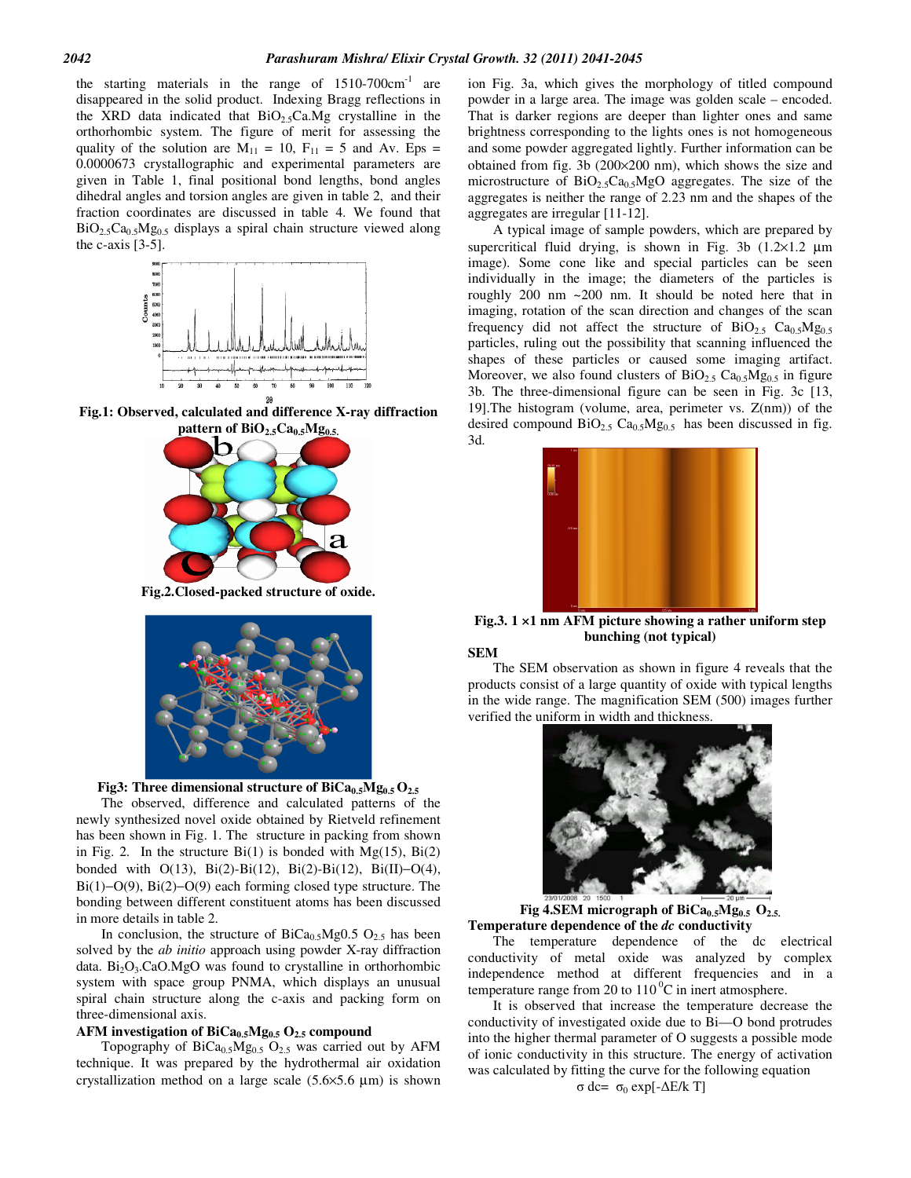the starting materials in the range of 1510-700cm$^{-1}$ are disappeared in the solid product. Indexing Bragg reflections in the XRD data indicated that $BiO_{2.5}Ca.Mg$ crystalline in the orthorhombic system. The figure of merit for assessing the quality of the solution are $M_{11}$ = 10, $F_{11}$ = 5 and Av. Eps = 0.0000673 crystallographic and experimental parameters are given in Table 1, final positional bond lengths, bond angles dihedral angles and torsion angles are given in table 2, and their fraction coordinates are discussed in table 4. We found that $BiO_{2.5}Ca_{0.5}Mg_{0.5}$ displays a spiral chain structure viewed along the c-axis [3-5].

**Fig.1: Observed, calculated and difference X-ray diffraction pattern of $BiO_{2.5}Ca_{0.5}Mg_{0.5}$.**

**Fig.2.Closed-packed structure of oxide.**

**Fig3: Three dimensional structure of $BiCa_{0.5}Mg_{0.5}O_{2.5}$**

The observed, difference and calculated patterns of the newly synthesized novel oxide obtained by Rietveld refinement has been shown in Fig. 1. The structure in packing from shown in Fig. 2. In the structure Bi(1) is bonded with Mg(15), Bi(2) bonded with O(13), Bi(2)-Bi(12), Bi(2)-Bi(12), Bi(II)–O(4), Bi(1)–O(9), Bi(2)–O(9) each forming closed type structure. The bonding between different constituent atoms has been discussed in more details in table 2.

In conclusion, the structure of $BiCa_{0.5}Mg0.5\ O_{2.5}$ has been solved by the *ab initio* approach using powder X-ray diffraction data. $Bi_2O_3$.CaO.MgO was found to crystalline in orthorhombic system with space group PNMA, which displays an unusual spiral chain structure along the c-axis and packing form on three-dimensional axis.

### AFM investigation of $BiCa_{0.5}Mg_{0.5}\ O_{2.5}$ compound

Topography of $BiCa_{0.5}Mg_{0.5}\ O_{2.5}$ was carried out by AFM technique. It was prepared by the hydrothermal air oxidation crystallization method on a large scale (5.6×5.6 µm) is shown ion Fig. 3a, which gives the morphology of titled compound powder in a large area. The image was golden scale – encoded. That is darker regions are deeper than lighter ones and same brightness corresponding to the lights ones is not homogeneous and some powder aggregated lightly. Further information can be obtained from fig. 3b (200×200 nm), which shows the size and microstructure of $BiO_{2.5}Ca_{0.5}MgO$ aggregates. The size of the aggregates is neither the range of 2.23 nm and the shapes of the aggregates are irregular [11-12].

A typical image of sample powders, which are prepared by supercritical fluid drying, is shown in Fig. 3b (1.2×1.2 µm image). Some cone like and special particles can be seen individually in the image; the diameters of the particles is roughly 200 nm ~200 nm. It should be noted here that in imaging, rotation of the scan direction and changes of the scan frequency did not affect the structure of $BiO_{2.5}\ Ca_{0.5}Mg_{0.5}$ particles, ruling out the possibility that scanning influenced the shapes of these particles or caused some imaging artifact. Moreover, we also found clusters of $BiO_{2.5}\ Ca_{0.5}Mg_{0.5}$ in figure 3b. The three-dimensional figure can be seen in Fig. 3c [13, 19].The histogram (volume, area, perimeter vs. Z(nm)) of the desired compound $BiO_{2.5}\ Ca_{0.5}Mg_{0.5}$ has been discussed in fig. 3d.

**Fig.3. 1 ×1 nm AFM picture showing a rather uniform step bunching (not typical)**

### SEM

The SEM observation as shown in figure 4 reveals that the products consist of a large quantity of oxide with typical lengths in the wide range. The magnification SEM (500) images further verified the uniform in width and thickness.

**Fig 4.SEM micrograph of $BiCa_{0.5}Mg_{0.5}\ O_{2.5}$.**

### Temperature dependence of the *dc* conductivity

The temperature dependence of the dc electrical conductivity of metal oxide was analyzed by complex independence method at different frequencies and in a temperature range from 20 to 110 $^0$C in inert atmosphere.

It is observed that increase the temperature decrease the conductivity of investigated oxide due to Bi—O bond protrudes into the higher thermal parameter of O suggests a possible mode of ionic conductivity in this structure. The energy of activation was calculated by fitting the curve for the following equation

$$\sigma\ dc = \sigma_0 \exp[-\Delta E/k\ T]$$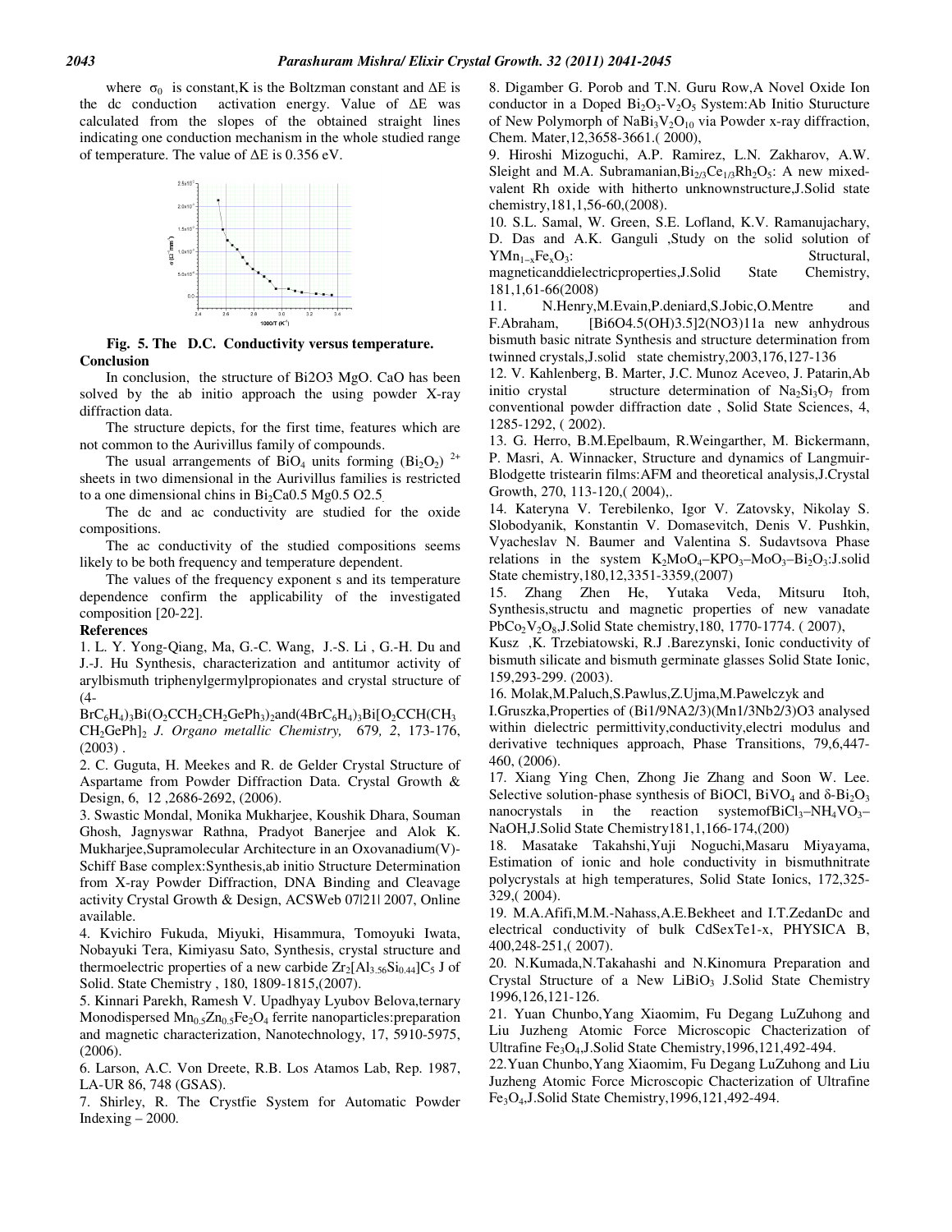where $\sigma_0$ is constant,K is the Boltzman constant and $\Delta E$ is the dc conduction activation energy. Value of $\Delta E$ was calculated from the slopes of the obtained straight lines indicating one conduction mechanism in the whole studied range of temperature. The value of $\Delta E$ is 0.356 eV.

**Fig. 5. The D.C. Conductivity versus temperature.**

**Conclusion**

In conclusion, the structure of Bi2O3 MgO. CaO has been solved by the ab initio approach the using powder X-ray diffraction data.

The structure depicts, for the first time, features which are not common to the Aurivillus family of compounds.

The usual arrangements of $BiO_4$ units forming $(Bi_2O_2)^{2+}$ sheets in two dimensional in the Aurivillus families is restricted to a one dimensional chins in $Bi_2Ca0.5\ Mg0.5\ O2.5$.

The dc and ac conductivity are studied for the oxide compositions.

The ac conductivity of the studied compositions seems likely to be both frequency and temperature dependent.

The values of the frequency exponent s and its temperature dependence confirm the applicability of the investigated composition [20-22].

**References**

1. L. Y. Yong-Qiang, Ma, G.-C. Wang, J.-S. Li , G.-H. Du and J.-J. Hu Synthesis, characterization and antitumor activity of arylbismuth triphenylgermylpropionates and crystal structure of (4-$BrC_6H_4)_3Bi(O_2CCH_2CH_2GePh_3)_2$and$(4BrC_6H_4)_3Bi[O_2CCH(CH_3CH_2GePh]_2$ *J. Organo metallic Chemistry, 679, 2*, 173-176, (2003) .

2. C. Guguta, H. Meekes and R. de Gelder Crystal Structure of Aspartame from Powder Diffraction Data. Crystal Growth & Design, 6, 12 ,2686-2692, (2006).

3. Swastic Mondal, Monika Mukharjee, Koushik Dhara, Souman Ghosh, Jagnyswar Rathna, Pradyot Banerjee and Alok K. Mukharjee,Supramolecular Architecture in an Oxovanadium(V)-Schiff Base complex:Synthesis,ab initio Structure Determination from X-ray Powder Diffraction, DNA Binding and Cleavage activity Crystal Growth & Design, ACSWeb 07|21| 2007, Online available.

4. Kvichiro Fukuda, Miyuki, Hisammura, Tomoyuki Iwata, Nobayuki Tera, Kimiyasu Sato, Synthesis, crystal structure and thermoelectric properties of a new carbide $Zr_2[Al_{3.56}Si_{0.44}]C_5$ J of Solid. State Chemistry , 180, 1809-1815,(2007).

5. Kinnari Parekh, Ramesh V. Upadhyay Lyubov Belova,ternary Monodispersed $Mn_{0.5}Zn_{0.5}Fe_2O_4$ ferrite nanoparticles:preparation and magnetic characterization, Nanotechnology, 17, 5910-5975, (2006).

6. Larson, A.C. Von Dreete, R.B. Los Atamos Lab, Rep. 1987, LA-UR 86, 748 (GSAS).

7. Shirley, R. The Crystfie System for Automatic Powder Indexing – 2000.

8. Digamber G. Porob and T.N. Guru Row,A Novel Oxide Ion conductor in a Doped $Bi_2O_3$-$V_2O_5$ System:Ab Initio Sturucture of New Polymorph of $NaBi_3V_2O_{10}$ via Powder x-ray diffraction, Chem. Mater,12,3658-3661.( 2000),

9. Hiroshi Mizoguchi, A.P. Ramirez, L.N. Zakharov, A.W. Sleight and M.A. Subramanian,$Bi_{2/3}Ce_{1/3}Rh_2O_5$: A new mixed-valent Rh oxide with hitherto unknownstructure,J.Solid state chemistry,181,1,56-60,(2008).

10. S.L. Samal, W. Green, S.E. Lofland, K.V. Ramanujachary, D. Das and A.K. Ganguli ,Study on the solid solution of $YMn_{1-x}Fe_xO_3$: Structural, magneticanddielectricproperties,J.Solid State Chemistry, 181,1,61-66(2008)

11. N.Henry,M.Evain,P.deniard,S.Jobic,O.Mentre and F.Abraham, [Bi6O4.5(OH)3.5]2(NO3)11a new anhydrous bismuth basic nitrate Synthesis and structure determination from twinned crystals,J.solid state chemistry,2003,176,127-136

12. V. Kahlenberg, B. Marter, J.C. Munoz Aceveo, J. Patarin,Ab initio crystal structure determination of $Na_2Si_3O_7$ from conventional powder diffraction date , Solid State Sciences, 4, 1285-1292, ( 2002).

13. G. Herro, B.M.Epelbaum, R.Weingarther, M. Bickermann, P. Masri, A. Winnacker, Structure and dynamics of Langmuir-Blodgette tristearin films:AFM and theoretical analysis,J.Crystal Growth, 270, 113-120,( 2004),.

14. Kateryna V. Terebilenko, Igor V. Zatovsky, Nikolay S. Slobodyanik, Konstantin V. Domasevitch, Denis V. Pushkin, Vyacheslav N. Baumer and Valentina S. Sudavtsova Phase relations in the system $K_2MoO_4$–$KPO_3$–$MoO_3$–$Bi_2O_3$:J.solid State chemistry,180,12,3351-3359,(2007)

15. Zhang Zhen He, Yutaka Veda, Mitsuru Itoh, Synthesis,structu and magnetic properties of new vanadate $PbCo_2V_2O_8$,J.Solid State chemistry,180, 1770-1774. ( 2007),

Kusz ,K. Trzebiatowski, R.J .Barezynski, Ionic conductivity of bismuth silicate and bismuth germinate glasses Solid State Ionic, 159,293-299. (2003).

16. Molak,M.Paluch,S.Pawlus,Z.Ujma,M.Pawelczyk and I.Gruszka,Properties of (Bi1/9NA2/3)(Mn1/3Nb2/3)O3 analysed within dielectric permittivity,conductivity,electri modulus and derivative techniques approach, Phase Transitions, 79,6,447-460, (2006).

17. Xiang Ying Chen, Zhong Jie Zhang and Soon W. Lee. Selective solution-phase synthesis of BiOCl, $BiVO_4$ and δ-$Bi_2O_3$ nanocrystals in the reaction systemof$BiCl_3$–$NH_4VO_3$–NaOH,J.Solid State Chemistry181,1,166-174,(200)

18. Masatake Takahshi,Yuji Noguchi,Masaru Miyayama, Estimation of ionic and hole conductivity in bismuthnitrate polycrystals at high temperatures, Solid State Ionics, 172,325-329,( 2004).

19. M.A.Afifi,M.M.-Nahass,A.E.Bekheet and I.T.ZedanDc and electrical conductivity of bulk CdSexTe1-x, PHYSICA B, 400,248-251,( 2007).

20. N.Kumada,N.Takahashi and N.Kinomura Preparation and Crystal Structure of a New $LiBiO_3$ J.Solid State Chemistry 1996,126,121-126.

21. Yuan Chunbo,Yang Xiaomim, Fu Degang LuZuhong and Liu Juzheng Atomic Force Microscopic Chacterization of Ultrafine $Fe_3O_4$,J.Solid State Chemistry,1996,121,492-494.

22.Yuan Chunbo,Yang Xiaomim, Fu Degang LuZuhong and Liu Juzheng Atomic Force Microscopic Chacterization of Ultrafine $Fe_3O_4$,J.Solid State Chemistry,1996,121,492-494.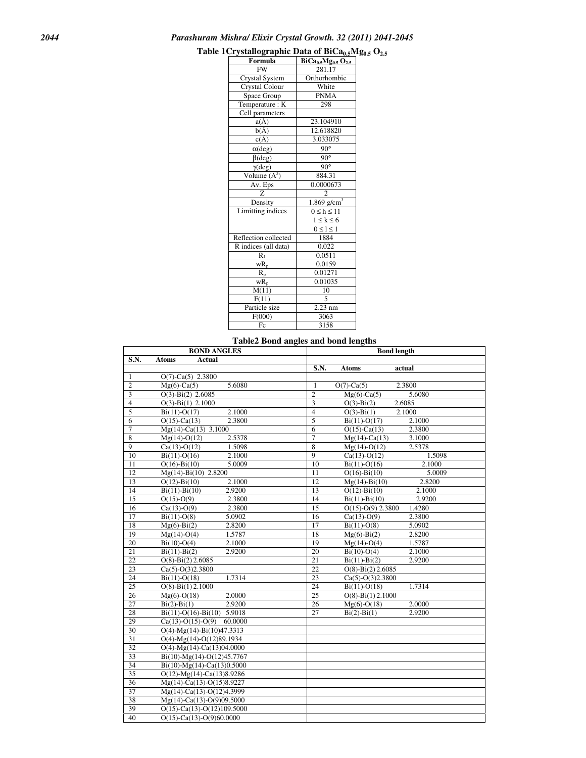**Table 1 Crystallographic Data of $BiCa_{0.5}Mg_{0.5}O_{2.5}$**

| Formula | $BiCa_{0.5}Mg_{0.5}O_{2.5}$ |
|---|---|
| FW | 281.17 |
| Crystal System | Orthorhombic |
| Crystal Colour | White |
| Space Group | PNMA |
| Temperature : K | 298 |
| Cell parameters | |
| a(Å) | 23.104910 |
| b(Å) | 12.618820 |
| c(Å) | 3.033075 |
| α(deg) | 90° |
| β(deg) | 90° |
| γ(deg) | 90° |
| Volume ($A^3$) | 884.31 |
| Av. Eps | 0.0000673 |
| Z | 2 |
| Density | 1.869 g/cm$^3$ |
| Limitting indices | $0 \leq h \leq 11$ <br> $1 \leq k \leq 6$ <br> $0 \leq l \leq 1$ |
| Reflection collected | 1884 |
| R indices (all data) | 0.022 |
| $R_1$ | 0.0511 |
| $wR_p$ | 0.0159 |
| $R_p$ | 0.01271 |
| $wR_p$ | 0.01035 |
| M(11) | 10 |
| F(11) | 5 |
| Particle size | 2.23 nm |
| F(000) | 3063 |
| Fc | 3158 |

**Table2 Bond angles and bond lengths**

| BOND ANGLES | | Bond length | |
|---|---|---|---|
| S.N. | Atoms Actual | S.N. | Atoms actual |
| 1 | O(7)-Ca(5) 2.3800 | | |
| 2 | Mg(6)-Ca(5) 5.6080 | 1 | O(7)-Ca(5) 2.3800 |
| 3 | O(3)-Bi(2) 2.6085 | 2 | Mg(6)-Ca(5) 5.6080 |
| 4 | O(3)-Bi(1) 2.1000 | 3 | O(3)-Bi(2) 2.6085 |
| 5 | Bi(11)-O(17) 2.1000 | 4 | O(3)-Bi(1) 2.1000 |
| 6 | O(15)-Ca(13) 2.3800 | 5 | Bi(11)-O(17) 2.1000 |
| 7 | Mg(14)-Ca(13) 3.1000 | 6 | O(15)-Ca(13) 2.3800 |
| 8 | Mg(14)-O(12) 2.5378 | 7 | Mg(14)-Ca(13) 3.1000 |
| 9 | Ca(13)-O(12) 1.5098 | 8 | Mg(14)-O(12) 2.5378 |
| 10 | Bi(11)-O(16) 2.1000 | 9 | Ca(13)-O(12) 1.5098 |
| 11 | O(16)-Bi(10) 5.0009 | 10 | Bi(11)-O(16) 2.1000 |
| 12 | Mg(14)-Bi(10) 2.8200 | 11 | O(16)-Bi(10) 5.0009 |
| 13 | O(12)-Bi(10) 2.1000 | 12 | Mg(14)-Bi(10) 2.8200 |
| 14 | Bi(11)-Bi(10) 2.9200 | 13 | O(12)-Bi(10) 2.1000 |
| 15 | O(15)-O(9) 2.3800 | 14 | Bi(11)-Bi(10) 2.9200 |
| 16 | Ca(13)-O(9) 2.3800 | 15 | O(15)-O(9) 2.3800 1.4280 |
| 17 | Bi(11)-O(8) 5.0902 | 16 | Ca(13)-O(9) 2.3800 |
| 18 | Mg(6)-Bi(2) 2.8200 | 17 | Bi(11)-O(8) 5.0902 |
| 19 | Mg(14)-O(4) 1.5787 | 18 | Mg(6)-Bi(2) 2.8200 |
| 20 | Bi(10)-O(4) 2.1000 | 19 | Mg(14)-O(4) 1.5787 |
| 21 | Bi(11)-Bi(2) 2.9200 | 20 | Bi(10)-O(4) 2.1000 |
| 22 | O(8)-Bi(2) 2.6085 | 21 | Bi(11)-Bi(2) 2.9200 |
| 23 | Ca(5)-O(3) 2.3800 | 22 | O(8)-Bi(2) 2.6085 |
| 24 | Bi(11)-O(18) 1.7314 | 23 | Ca(5)-O(3) 2.3800 |
| 25 | O(8)-Bi(1) 2.1000 | 24 | Bi(11)-O(18) 1.7314 |
| 26 | Mg(6)-O(18) 2.0000 | 25 | O(8)-Bi(1) 2.1000 |
| 27 | Bi(2)-Bi(1) 2.9200 | 26 | Mg(6)-O(18) 2.0000 |
| 28 | Bi(11)-O(16)-Bi(10) 5.9018 | 27 | Bi(2)-Bi(1) 2.9200 |
| 29 | Ca(13)-O(15)-O(9) 60.0000 | | |
| 30 | O(4)-Mg(14)-Bi(10)47.3313 | | |
| 31 | O(4)-Mg(14)-O(12)89.1934 | | |
| 32 | O(4)-Mg(14)-Ca(13)04.0000 | | |
| 33 | Bi(10)-Mg(14)-O(12)45.7767 | | |
| 34 | Bi(10)-Mg(14)-Ca(13)0.5000 | | |
| 35 | O(12)-Mg(14)-Ca(13)8.9286 | | |
| 36 | Mg(14)-Ca(13)-O(15)8.9227 | | |
| 37 | Mg(14)-Ca(13)-O(12)4.3999 | | |
| 38 | Mg(14)-Ca(13)-O(9)09.5000 | | |
| 39 | O(15)-Ca(13)-O(12)109.5000 | | |
| 40 | O(15)-Ca(13)-O(9)60.0000 | | |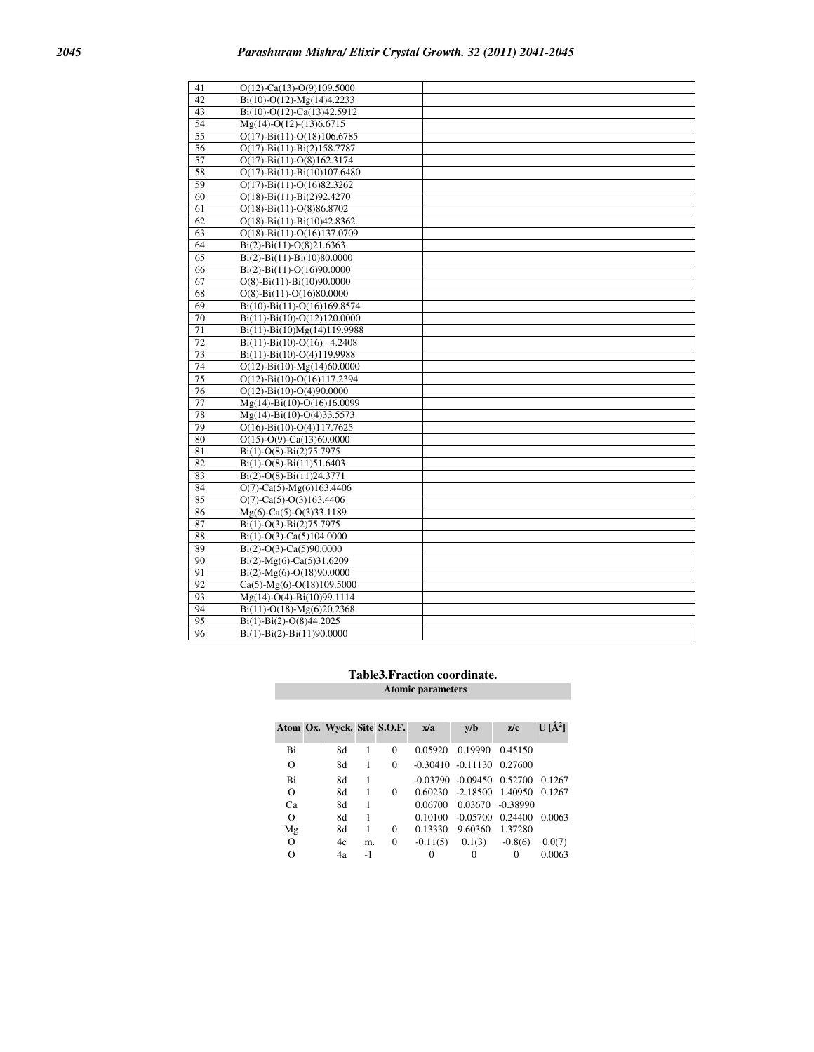| | | |
|---|---|---|
| 41 | O(12)-Ca(13)-O(9)109.5000 | |
| 42 | Bi(10)-O(12)-Mg(14)4.2233 | |
| 43 | Bi(10)-O(12)-Ca(13)42.5912 | |
| 54 | Mg(14)-O(12)-(13)6.6715 | |
| 55 | O(17)-Bi(11)-O(18)106.6785 | |
| 56 | O(17)-Bi(11)-Bi(2)158.7787 | |
| 57 | O(17)-Bi(11)-O(8)162.3174 | |
| 58 | O(17)-Bi(11)-Bi(10)107.6480 | |
| 59 | O(17)-Bi(11)-O(16)82.3262 | |
| 60 | O(18)-Bi(11)-Bi(2)92.4270 | |
| 61 | O(18)-Bi(11)-O(8)86.8702 | |
| 62 | O(18)-Bi(11)-Bi(10)42.8362 | |
| 63 | O(18)-Bi(11)-O(16)137.0709 | |
| 64 | Bi(2)-Bi(11)-O(8)21.6363 | |
| 65 | Bi(2)-Bi(11)-Bi(10)80.0000 | |
| 66 | Bi(2)-Bi(11)-O(16)90.0000 | |
| 67 | O(8)-Bi(11)-Bi(10)90.0000 | |
| 68 | O(8)-Bi(11)-O(16)80.0000 | |
| 69 | Bi(10)-Bi(11)-O(16)169.8574 | |
| 70 | Bi(11)-Bi(10)-O(12)120.0000 | |
| 71 | Bi(11)-Bi(10)Mg(14)119.9988 | |
| 72 | Bi(11)-Bi(10)-O(16) 4.2408 | |
| 73 | Bi(11)-Bi(10)-O(4)119.9988 | |
| 74 | O(12)-Bi(10)-Mg(14)60.0000 | |
| 75 | O(12)-Bi(10)-O(16)117.2394 | |
| 76 | O(12)-Bi(10)-O(4)90.0000 | |
| 77 | Mg(14)-Bi(10)-O(16)16.0099 | |
| 78 | Mg(14)-Bi(10)-O(4)33.5573 | |
| 79 | O(16)-Bi(10)-O(4)117.7625 | |
| 80 | O(15)-O(9)-Ca(13)60.0000 | |
| 81 | Bi(1)-O(8)-Bi(2)75.7975 | |
| 82 | Bi(1)-O(8)-Bi(11)51.6403 | |
| 83 | Bi(2)-O(8)-Bi(11)24.3771 | |
| 84 | O(7)-Ca(5)-Mg(6)163.4406 | |
| 85 | O(7)-Ca(5)-O(3)163.4406 | |
| 86 | Mg(6)-Ca(5)-O(3)33.1189 | |
| 87 | Bi(1)-O(3)-Bi(2)75.7975 | |
| 88 | Bi(1)-O(3)-Ca(5)104.0000 | |
| 89 | Bi(2)-O(3)-Ca(5)90.0000 | |
| 90 | Bi(2)-Mg(6)-Ca(5)31.6209 | |
| 91 | Bi(2)-Mg(6)-O(18)90.0000 | |
| 92 | Ca(5)-Mg(6)-O(18)109.5000 | |
| 93 | Mg(14)-O(4)-Bi(10)99.1114 | |
| 94 | Bi(11)-O(18)-Mg(6)20.2368 | |
| 95 | Bi(1)-Bi(2)-O(8)44.2025 | |
| 96 | Bi(1)-Bi(2)-Bi(11)90.0000 | |

**Table3.Fraction coordinate.**

**Atomic parameters**

| Atom | Ox. | Wyck. | Site | S.O.F. | x/a | y/b | z/c | U [Å$^2$] |
|---|---|---|---|---|---|---|---|---|
| Bi | | 8d | 1 | 0 | 0.05920 | 0.19990 | 0.45150 | |
| O | | 8d | 1 | 0 | -0.30410 | -0.11130 | 0.27600 | |
| Bi | | 8d | 1 | | -0.03790 | -0.09450 | 0.52700 | 0.1267 |
| O | | 8d | 1 | 0 | 0.60230 | -2.18500 | 1.40950 | 0.1267 |
| Ca | | 8d | 1 | | 0.06700 | 0.03670 | -0.38990 | |
| O | | 8d | 1 | | 0.10100 | -0.05700 | 0.24400 | 0.0063 |
| Mg | | 8d | 1 | 0 | 0.13330 | 9.60360 | 1.37280 | |
| O | | 4c | .m. | 0 | -0.11(5) | 0.1(3) | -0.8(6) | 0.0(7) |
| O | | 4a | -1 | | 0 | 0 | 0 | 0.0063 |